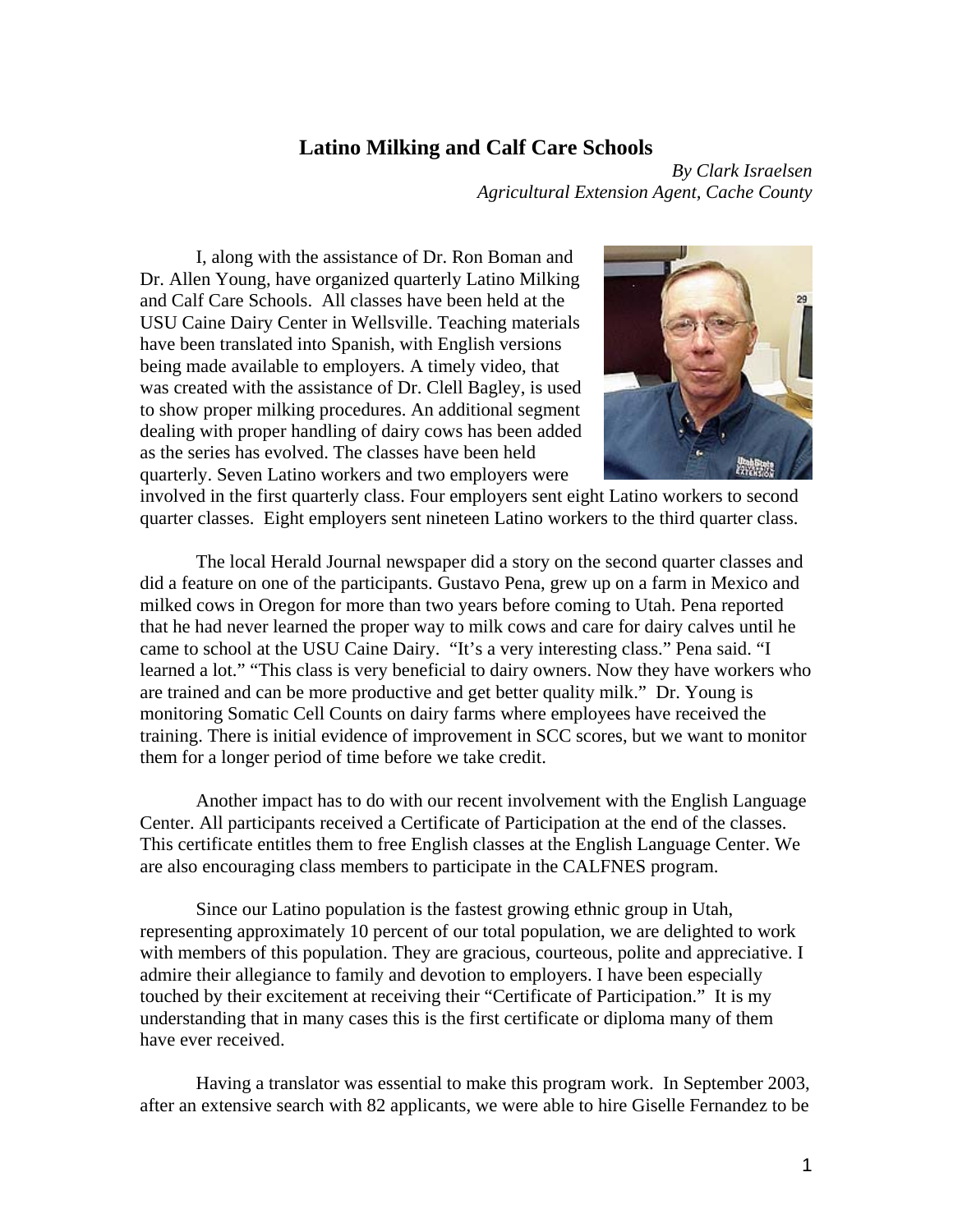# Latino Milking and Calf Care Schools

*By Clark Israelsen*
*Agricultural Extension Agent, Cache County*

I, along with the assistance of Dr. Ron Boman and Dr. Allen Young, have organized quarterly Latino Milking and Calf Care Schools. All classes have been held at the USU Caine Dairy Center in Wellsville. Teaching materials have been translated into Spanish, with English versions being made available to employers. A timely video, that was created with the assistance of Dr. Clell Bagley, is used to show proper milking procedures. An additional segment dealing with proper handling of dairy cows has been added as the series has evolved. The classes have been held quarterly. Seven Latino workers and two employers were involved in the first quarterly class. Four employers sent eight Latino workers to second quarter classes. Eight employers sent nineteen Latino workers to the third quarter class.

The local Herald Journal newspaper did a story on the second quarter classes and did a feature on one of the participants. Gustavo Pena, grew up on a farm in Mexico and milked cows in Oregon for more than two years before coming to Utah. Pena reported that he had never learned the proper way to milk cows and care for dairy calves until he came to school at the USU Caine Dairy. "It's a very interesting class." Pena said. "I learned a lot." "This class is very beneficial to dairy owners. Now they have workers who are trained and can be more productive and get better quality milk." Dr. Young is monitoring Somatic Cell Counts on dairy farms where employees have received the training. There is initial evidence of improvement in SCC scores, but we want to monitor them for a longer period of time before we take credit.

Another impact has to do with our recent involvement with the English Language Center. All participants received a Certificate of Participation at the end of the classes. This certificate entitles them to free English classes at the English Language Center. We are also encouraging class members to participate in the CALFNES program.

Since our Latino population is the fastest growing ethnic group in Utah, representing approximately 10 percent of our total population, we are delighted to work with members of this population. They are gracious, courteous, polite and appreciative. I admire their allegiance to family and devotion to employers. I have been especially touched by their excitement at receiving their "Certificate of Participation." It is my understanding that in many cases this is the first certificate or diploma many of them have ever received.

Having a translator was essential to make this program work. In September 2003, after an extensive search with 82 applicants, we were able to hire Giselle Fernandez to be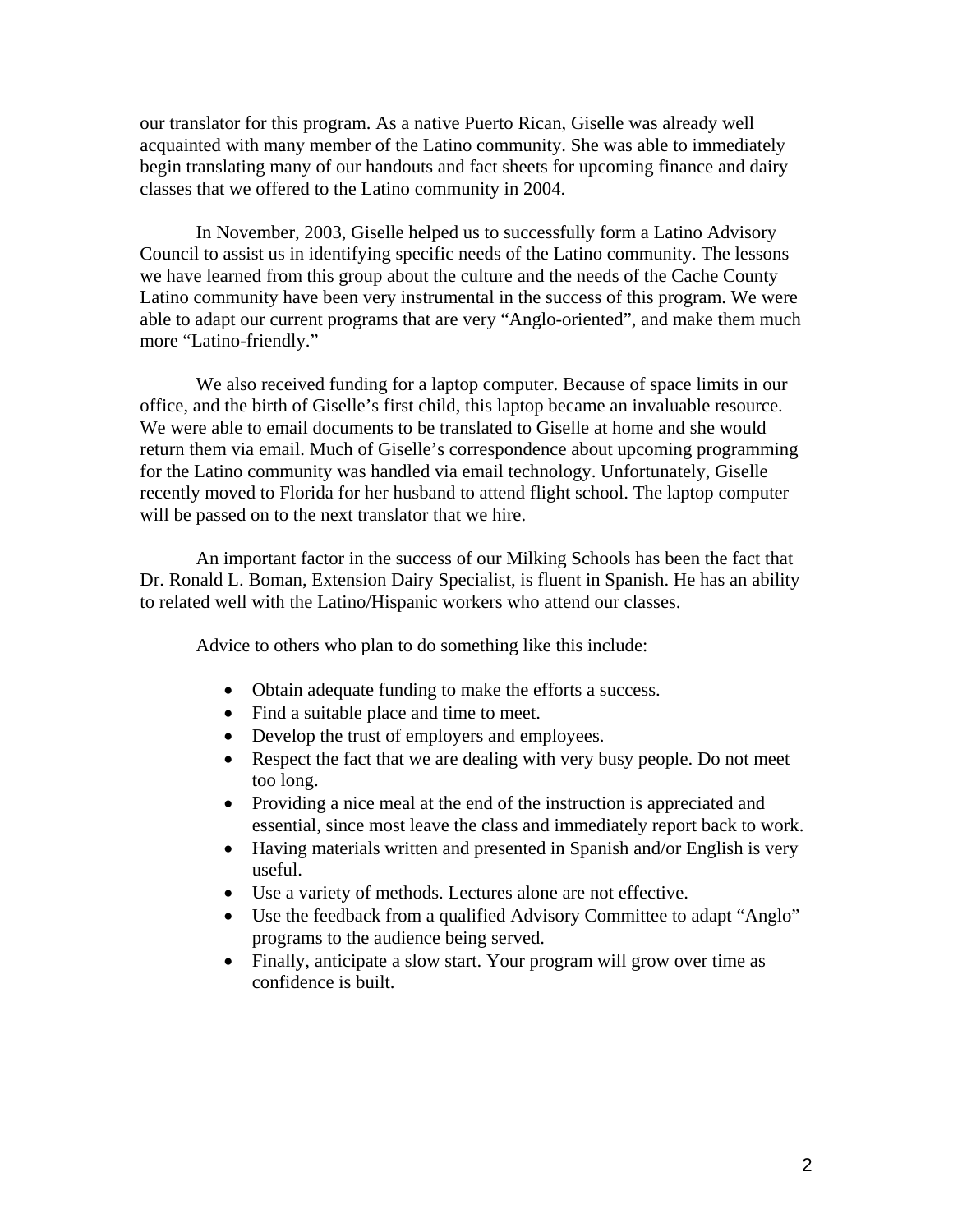our translator for this program. As a native Puerto Rican, Giselle was already well acquainted with many member of the Latino community. She was able to immediately begin translating many of our handouts and fact sheets for upcoming finance and dairy classes that we offered to the Latino community in 2004.

In November, 2003, Giselle helped us to successfully form a Latino Advisory Council to assist us in identifying specific needs of the Latino community. The lessons we have learned from this group about the culture and the needs of the Cache County Latino community have been very instrumental in the success of this program. We were able to adapt our current programs that are very "Anglo-oriented", and make them much more "Latino-friendly."

We also received funding for a laptop computer. Because of space limits in our office, and the birth of Giselle's first child, this laptop became an invaluable resource. We were able to email documents to be translated to Giselle at home and she would return them via email. Much of Giselle's correspondence about upcoming programming for the Latino community was handled via email technology. Unfortunately, Giselle recently moved to Florida for her husband to attend flight school. The laptop computer will be passed on to the next translator that we hire.

An important factor in the success of our Milking Schools has been the fact that Dr. Ronald L. Boman, Extension Dairy Specialist, is fluent in Spanish. He has an ability to related well with the Latino/Hispanic workers who attend our classes.

Advice to others who plan to do something like this include:

- Obtain adequate funding to make the efforts a success.
- Find a suitable place and time to meet.
- Develop the trust of employers and employees.
- Respect the fact that we are dealing with very busy people. Do not meet too long.
- Providing a nice meal at the end of the instruction is appreciated and essential, since most leave the class and immediately report back to work.
- Having materials written and presented in Spanish and/or English is very useful.
- Use a variety of methods. Lectures alone are not effective.
- Use the feedback from a qualified Advisory Committee to adapt "Anglo" programs to the audience being served.
- Finally, anticipate a slow start. Your program will grow over time as confidence is built.